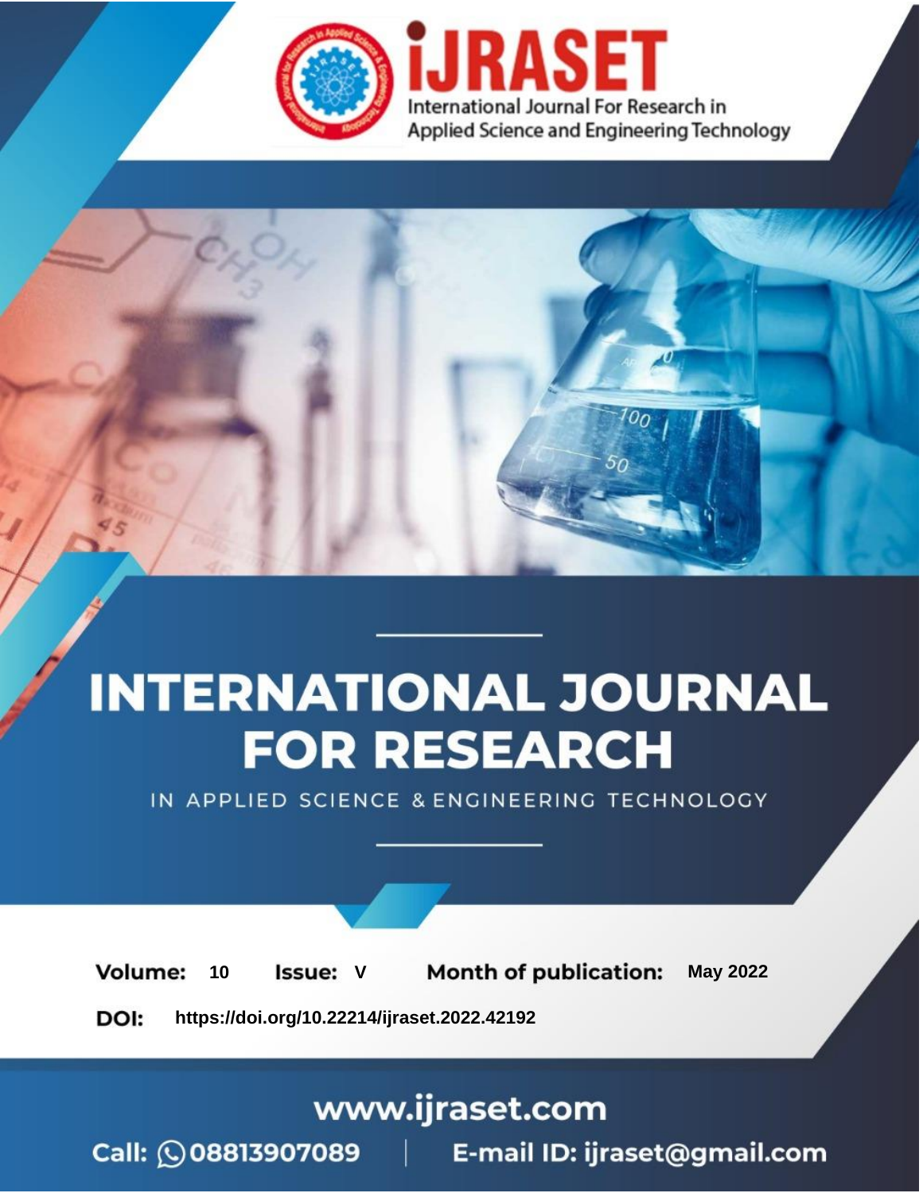# iJRASET

International Journal For Research in Applied Science and Engineering Technology

# INTERNATIONAL JOURNAL FOR RESEARCH

IN APPLIED SCIENCE & ENGINEERING TECHNOLOGY

**Volume:** 10 **Issue:** V **Month of publication:** May 2022

**DOI:** https://doi.org/10.22214/ijraset.2022.42192

www.ijraset.com

Call: 08813907089 | E-mail ID: ijraset@gmail.com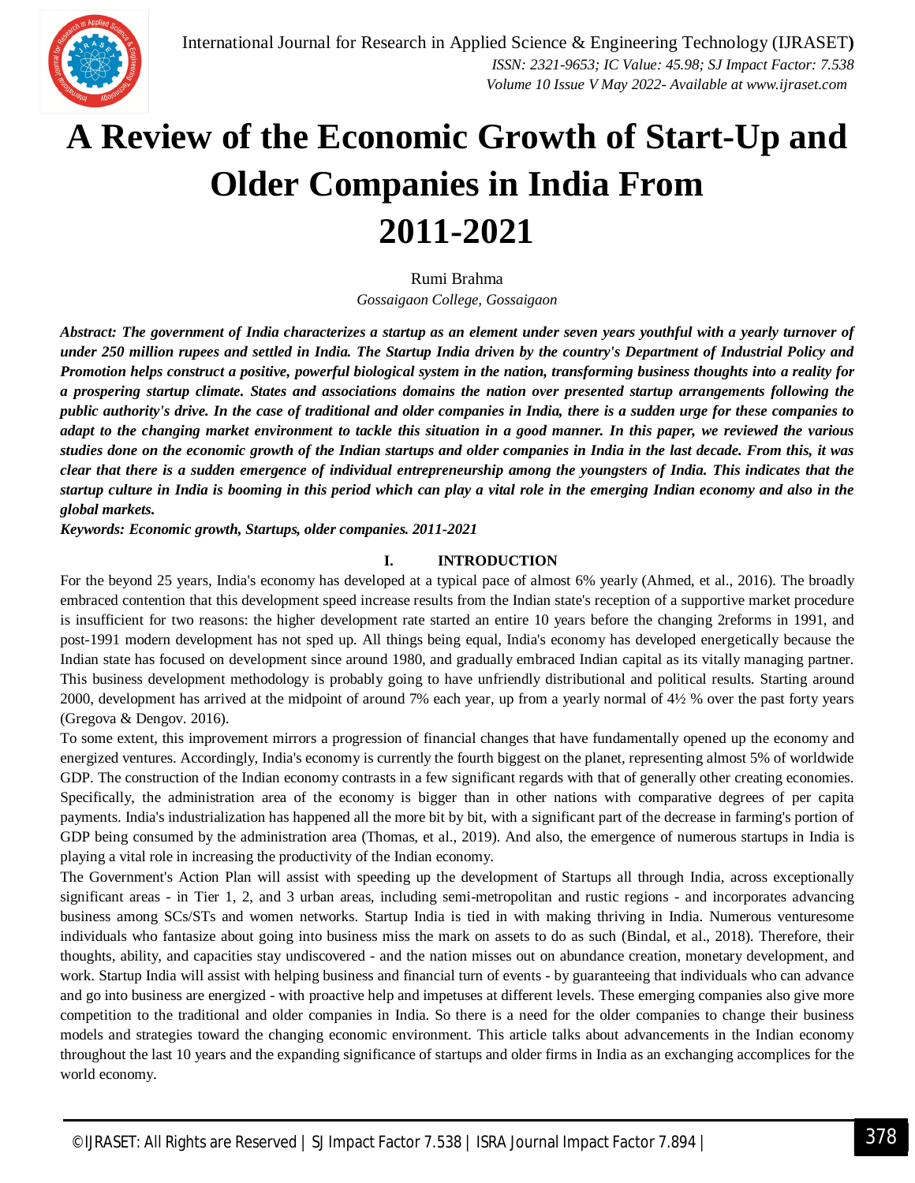# A Review of the Economic Growth of Start-Up and Older Companies in India From 2011-2021

Rumi Brahma

*Gossaigaon College, Gossaigaon*

***Abstract:** The government of India characterizes a startup as an element under seven years youthful with a yearly turnover of under 250 million rupees and settled in India. The Startup India driven by the country's Department of Industrial Policy and Promotion helps construct a positive, powerful biological system in the nation, transforming business thoughts into a reality for a prospering startup climate. States and associations domains the nation over presented startup arrangements following the public authority's drive. In the case of traditional and older companies in India, there is a sudden urge for these companies to adapt to the changing market environment to tackle this situation in a good manner. In this paper, we reviewed the various studies done on the economic growth of the Indian startups and older companies in India in the last decade. From this, it was clear that there is a sudden emergence of individual entrepreneurship among the youngsters of India. This indicates that the startup culture in India is booming in this period which can play a vital role in the emerging Indian economy and also in the global markets.*

***Keywords:** Economic growth, Startups, older companies. 2011-2021*

## I. INTRODUCTION

For the beyond 25 years, India's economy has developed at a typical pace of almost 6% yearly (Ahmed, et al., 2016). The broadly embraced contention that this development speed increase results from the Indian state's reception of a supportive market procedure is insufficient for two reasons: the higher development rate started an entire 10 years before the changing 2reforms in 1991, and post-1991 modern development has not sped up. All things being equal, India's economy has developed energetically because the Indian state has focused on development since around 1980, and gradually embraced Indian capital as its vitally managing partner. This business development methodology is probably going to have unfriendly distributional and political results. Starting around 2000, development has arrived at the midpoint of around 7% each year, up from a yearly normal of 4½ % over the past forty years (Gregova & Dengov. 2016).

To some extent, this improvement mirrors a progression of financial changes that have fundamentally opened up the economy and energized ventures. Accordingly, India's economy is currently the fourth biggest on the planet, representing almost 5% of worldwide GDP. The construction of the Indian economy contrasts in a few significant regards with that of generally other creating economies. Specifically, the administration area of the economy is bigger than in other nations with comparative degrees of per capita payments. India's industrialization has happened all the more bit by bit, with a significant part of the decrease in farming's portion of GDP being consumed by the administration area (Thomas, et al., 2019). And also, the emergence of numerous startups in India is playing a vital role in increasing the productivity of the Indian economy.

The Government's Action Plan will assist with speeding up the development of Startups all through India, across exceptionally significant areas - in Tier 1, 2, and 3 urban areas, including semi-metropolitan and rustic regions - and incorporates advancing business among SCs/STs and women networks. Startup India is tied in with making thriving in India. Numerous venturesome individuals who fantasize about going into business miss the mark on assets to do as such (Bindal, et al., 2018). Therefore, their thoughts, ability, and capacities stay undiscovered - and the nation misses out on abundance creation, monetary development, and work. Startup India will assist with helping business and financial turn of events - by guaranteeing that individuals who can advance and go into business are energized - with proactive help and impetuses at different levels. These emerging companies also give more competition to the traditional and older companies in India. So there is a need for the older companies to change their business models and strategies toward the changing economic environment. This article talks about advancements in the Indian economy throughout the last 10 years and the expanding significance of startups and older firms in India as an exchanging accomplices for the world economy.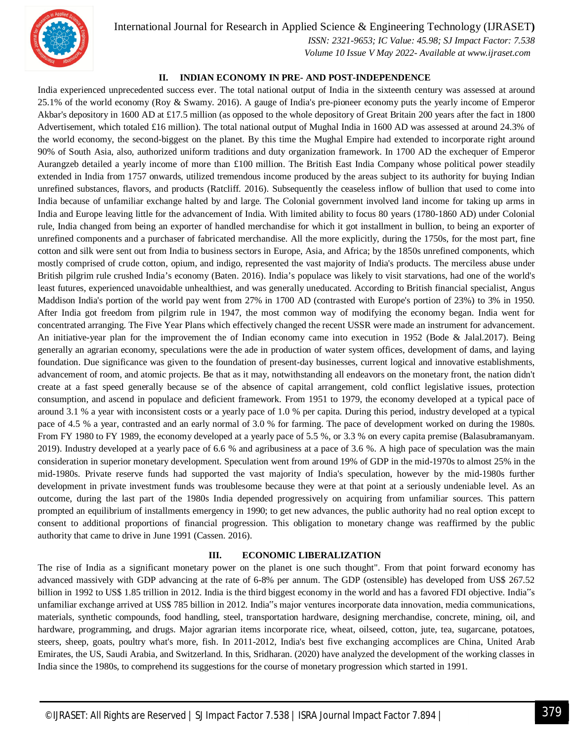## II. INDIAN ECONOMY IN PRE- AND POST-INDEPENDENCE

India experienced unprecedented success ever. The total national output of India in the sixteenth century was assessed at around 25.1% of the world economy (Roy & Swamy. 2016). A gauge of India's pre-pioneer economy puts the yearly income of Emperor Akbar's depository in 1600 AD at £17.5 million (as opposed to the whole depository of Great Britain 200 years after the fact in 1800 Advertisement, which totaled £16 million). The total national output of Mughal India in 1600 AD was assessed at around 24.3% of the world economy, the second-biggest on the planet. By this time the Mughal Empire had extended to incorporate right around 90% of South Asia, also, authorized uniform traditions and duty organization framework. In 1700 AD the exchequer of Emperor Aurangzeb detailed a yearly income of more than £100 million. The British East India Company whose political power steadily extended in India from 1757 onwards, utilized tremendous income produced by the areas subject to its authority for buying Indian unrefined substances, flavors, and products (Ratcliff. 2016). Subsequently the ceaseless inflow of bullion that used to come into India because of unfamiliar exchange halted by and large. The Colonial government involved land income for taking up arms in India and Europe leaving little for the advancement of India. With limited ability to focus 80 years (1780-1860 AD) under Colonial rule, India changed from being an exporter of handled merchandise for which it got installment in bullion, to being an exporter of unrefined components and a purchaser of fabricated merchandise. All the more explicitly, during the 1750s, for the most part, fine cotton and silk were sent out from India to business sectors in Europe, Asia, and Africa; by the 1850s unrefined components, which mostly comprised of crude cotton, opium, and indigo, represented the vast majority of India's products. The merciless abuse under British pilgrim rule crushed India's economy (Baten. 2016). India's populace was likely to visit starvations, had one of the world's least futures, experienced unavoidable unhealthiest, and was generally uneducated. According to British financial specialist, Angus Maddison India's portion of the world pay went from 27% in 1700 AD (contrasted with Europe's portion of 23%) to 3% in 1950. After India got freedom from pilgrim rule in 1947, the most common way of modifying the economy began. India went for concentrated arranging. The Five Year Plans which effectively changed the recent USSR were made an instrument for advancement. An initiative-year plan for the improvement the of Indian economy came into execution in 1952 (Bode & Jalal.2017). Being generally an agrarian economy, speculations were the ade in production of water system offices, development of dams, and laying foundation. Due significance was given to the foundation of present-day businesses, current logical and innovative establishments, advancement of room, and atomic projects. Be that as it may, notwithstanding all endeavors on the monetary front, the nation didn't create at a fast speed generally because se of the absence of capital arrangement, cold conflict legislative issues, protection consumption, and ascend in populace and deficient framework. From 1951 to 1979, the economy developed at a typical pace of around 3.1 % a year with inconsistent costs or a yearly pace of 1.0 % per capita. During this period, industry developed at a typical pace of 4.5 % a year, contrasted and an early normal of 3.0 % for farming. The pace of development worked on during the 1980s. From FY 1980 to FY 1989, the economy developed at a yearly pace of 5.5 %, or 3.3 % on every capita premise (Balasubramanyam. 2019). Industry developed at a yearly pace of 6.6 % and agribusiness at a pace of 3.6 %. A high pace of speculation was the main consideration in superior monetary development. Speculation went from around 19% of GDP in the mid-1970s to almost 25% in the mid-1980s. Private reserve funds had supported the vast majority of India's speculation, however by the mid-1980s further development in private investment funds was troublesome because they were at that point at a seriously undeniable level. As an outcome, during the last part of the 1980s India depended progressively on acquiring from unfamiliar sources. This pattern prompted an equilibrium of installments emergency in 1990; to get new advances, the public authority had no real option except to consent to additional proportions of financial progression. This obligation to monetary change was reaffirmed by the public authority that came to drive in June 1991 (Cassen. 2016).

## III. ECONOMIC LIBERALIZATION

The rise of India as a significant monetary power on the planet is one such thought". From that point forward economy has advanced massively with GDP advancing at the rate of 6-8% per annum. The GDP (ostensible) has developed from US$ 267.52 billion in 1992 to US$ 1.85 trillion in 2012. India is the third biggest economy in the world and has a favored FDI objective. India"s unfamiliar exchange arrived at US$ 785 billion in 2012. India"s major ventures incorporate data innovation, media communications, materials, synthetic compounds, food handling, steel, transportation hardware, designing merchandise, concrete, mining, oil, and hardware, programming, and drugs. Major agrarian items incorporate rice, wheat, oilseed, cotton, jute, tea, sugarcane, potatoes, steers, sheep, goats, poultry what's more, fish. In 2011-2012, India's best five exchanging accomplices are China, United Arab Emirates, the US, Saudi Arabia, and Switzerland. In this, Sridharan. (2020) have analyzed the development of the working classes in India since the 1980s, to comprehend its suggestions for the course of monetary progression which started in 1991.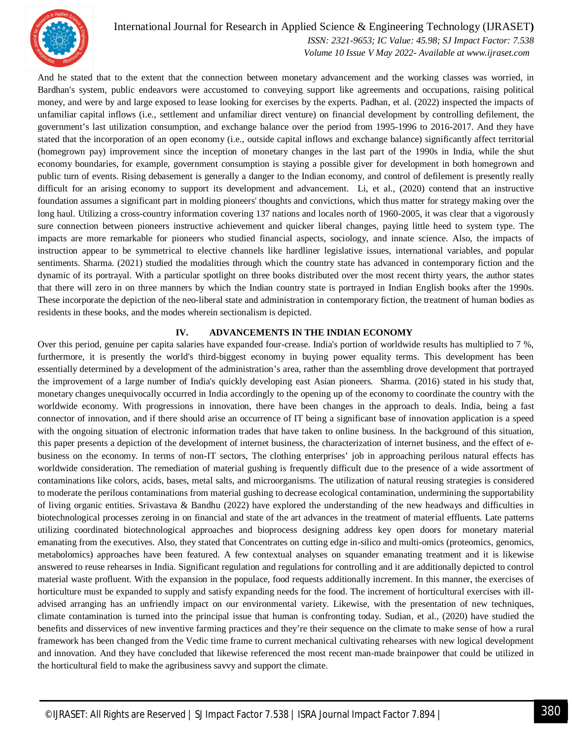And he stated that to the extent that the connection between monetary advancement and the working classes was worried, in Bardhan's system, public endeavors were accustomed to conveying support like agreements and occupations, raising political money, and were by and large exposed to lease looking for exercises by the experts. Padhan, et al. (2022) inspected the impacts of unfamiliar capital inflows (i.e., settlement and unfamiliar direct venture) on financial development by controlling defilement, the government's last utilization consumption, and exchange balance over the period from 1995-1996 to 2016-2017. And they have stated that the incorporation of an open economy (i.e., outside capital inflows and exchange balance) significantly affect territorial (homegrown pay) improvement since the inception of monetary changes in the last part of the 1990s in India, while the shut economy boundaries, for example, government consumption is staying a possible giver for development in both homegrown and public turn of events. Rising debasement is generally a danger to the Indian economy, and control of defilement is presently really difficult for an arising economy to support its development and advancement. Li, et al., (2020) contend that an instructive foundation assumes a significant part in molding pioneers' thoughts and convictions, which thus matter for strategy making over the long haul. Utilizing a cross-country information covering 137 nations and locales north of 1960-2005, it was clear that a vigorously sure connection between pioneers instructive achievement and quicker liberal changes, paying little heed to system type. The impacts are more remarkable for pioneers who studied financial aspects, sociology, and innate science. Also, the impacts of instruction appear to be symmetrical to elective channels like hardliner legislative issues, international variables, and popular sentiments. Sharma. (2021) studied the modalities through which the country state has advanced in contemporary fiction and the dynamic of its portrayal. With a particular spotlight on three books distributed over the most recent thirty years, the author states that there will zero in on three manners by which the Indian country state is portrayed in Indian English books after the 1990s. These incorporate the depiction of the neo-liberal state and administration in contemporary fiction, the treatment of human bodies as residents in these books, and the modes wherein sectionalism is depicted.

## IV. ADVANCEMENTS IN THE INDIAN ECONOMY

Over this period, genuine per capita salaries have expanded four-crease. India's portion of worldwide results has multiplied to 7 %, furthermore, it is presently the world's third-biggest economy in buying power equality terms. This development has been essentially determined by a development of the administration's area, rather than the assembling drove development that portrayed the improvement of a large number of India's quickly developing east Asian pioneers. Sharma. (2016) stated in his study that, monetary changes unequivocally occurred in India accordingly to the opening up of the economy to coordinate the country with the worldwide economy. With progressions in innovation, there have been changes in the approach to deals. India, being a fast connector of innovation, and if there should arise an occurrence of IT being a significant base of innovation application is a speed with the ongoing situation of electronic information trades that have taken to online business. In the background of this situation, this paper presents a depiction of the development of internet business, the characterization of internet business, and the effect of e-business on the economy. In terms of non-IT sectors, The clothing enterprises' job in approaching perilous natural effects has worldwide consideration. The remediation of material gushing is frequently difficult due to the presence of a wide assortment of contaminations like colors, acids, bases, metal salts, and microorganisms. The utilization of natural reusing strategies is considered to moderate the perilous contaminations from material gushing to decrease ecological contamination, undermining the supportability of living organic entities. Srivastava & Bandhu (2022) have explored the understanding of the new headways and difficulties in biotechnological processes zeroing in on financial and state of the art advances in the treatment of material effluents. Late patterns utilizing coordinated biotechnological approaches and bioprocess designing address key open doors for monetary material emanating from the executives. Also, they stated that Concentrates on cutting edge in-silico and multi-omics (proteomics, genomics, metabolomics) approaches have been featured. A few contextual analyses on squander emanating treatment and it is likewise answered to reuse rehearses in India. Significant regulation and regulations for controlling and it are additionally depicted to control material waste profluent. With the expansion in the populace, food requests additionally increment. In this manner, the exercises of horticulture must be expanded to supply and satisfy expanding needs for the food. The increment of horticultural exercises with ill-advised arranging has an unfriendly impact on our environmental variety. Likewise, with the presentation of new techniques, climate contamination is turned into the principal issue that human is confronting today. Sudian, et al., (2020) have studied the benefits and disservices of new inventive farming practices and they're their sequence on the climate to make sense of how a rural framework has been changed from the Vedic time frame to current mechanical cultivating rehearses with new logical development and innovation. And they have concluded that likewise referenced the most recent man-made brainpower that could be utilized in the horticultural field to make the agribusiness savvy and support the climate.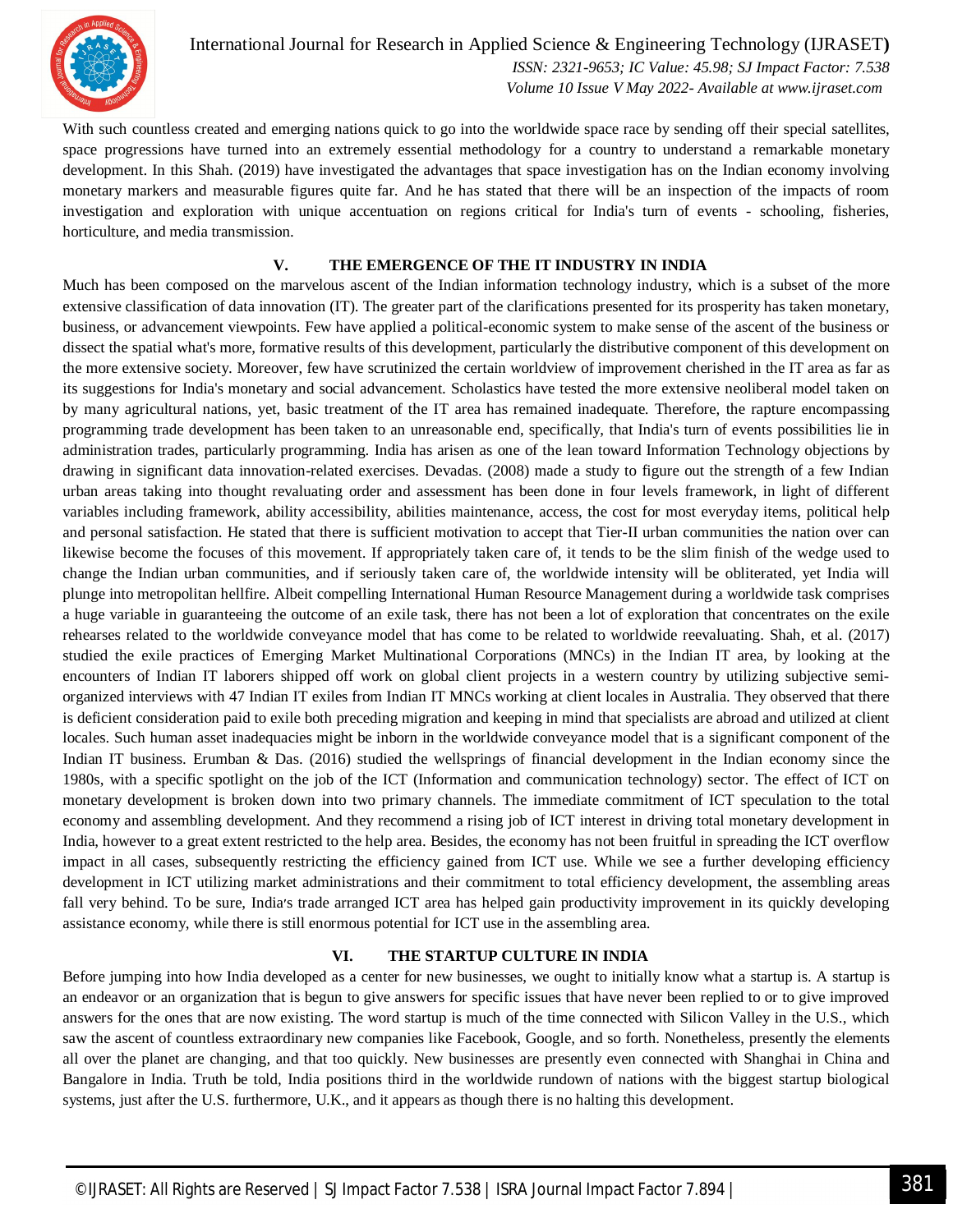With such countless created and emerging nations quick to go into the worldwide space race by sending off their special satellites, space progressions have turned into an extremely essential methodology for a country to understand a remarkable monetary development. In this Shah. (2019) have investigated the advantages that space investigation has on the Indian economy involving monetary markers and measurable figures quite far. And he has stated that there will be an inspection of the impacts of room investigation and exploration with unique accentuation on regions critical for India's turn of events - schooling, fisheries, horticulture, and media transmission.

## V. THE EMERGENCE OF THE IT INDUSTRY IN INDIA

Much has been composed on the marvelous ascent of the Indian information technology industry, which is a subset of the more extensive classification of data innovation (IT). The greater part of the clarifications presented for its prosperity has taken monetary, business, or advancement viewpoints. Few have applied a political-economic system to make sense of the ascent of the business or dissect the spatial what's more, formative results of this development, particularly the distributive component of this development on the more extensive society. Moreover, few have scrutinized the certain worldview of improvement cherished in the IT area as far as its suggestions for India's monetary and social advancement. Scholastics have tested the more extensive neoliberal model taken on by many agricultural nations, yet, basic treatment of the IT area has remained inadequate. Therefore, the rapture encompassing programming trade development has been taken to an unreasonable end, specifically, that India's turn of events possibilities lie in administration trades, particularly programming. India has arisen as one of the lean toward Information Technology objections by drawing in significant data innovation-related exercises. Devadas. (2008) made a study to figure out the strength of a few Indian urban areas taking into thought revaluating order and assessment has been done in four levels framework, in light of different variables including framework, ability accessibility, abilities maintenance, access, the cost for most everyday items, political help and personal satisfaction. He stated that there is sufficient motivation to accept that Tier-II urban communities the nation over can likewise become the focuses of this movement. If appropriately taken care of, it tends to be the slim finish of the wedge used to change the Indian urban communities, and if seriously taken care of, the worldwide intensity will be obliterated, yet India will plunge into metropolitan hellfire. Albeit compelling International Human Resource Management during a worldwide task comprises a huge variable in guaranteeing the outcome of an exile task, there has not been a lot of exploration that concentrates on the exile rehearses related to the worldwide conveyance model that has come to be related to worldwide reevaluating. Shah, et al. (2017) studied the exile practices of Emerging Market Multinational Corporations (MNCs) in the Indian IT area, by looking at the encounters of Indian IT laborers shipped off work on global client projects in a western country by utilizing subjective semi-organized interviews with 47 Indian IT exiles from Indian IT MNCs working at client locales in Australia. They observed that there is deficient consideration paid to exile both preceding migration and keeping in mind that specialists are abroad and utilized at client locales. Such human asset inadequacies might be inborn in the worldwide conveyance model that is a significant component of the Indian IT business. Erumban & Das. (2016) studied the wellsprings of financial development in the Indian economy since the 1980s, with a specific spotlight on the job of the ICT (Information and communication technology) sector. The effect of ICT on monetary development is broken down into two primary channels. The immediate commitment of ICT speculation to the total economy and assembling development. And they recommend a rising job of ICT interest in driving total monetary development in India, however to a great extent restricted to the help area. Besides, the economy has not been fruitful in spreading the ICT overflow impact in all cases, subsequently restricting the efficiency gained from ICT use. While we see a further developing efficiency development in ICT utilizing market administrations and their commitment to total efficiency development, the assembling areas fall very behind. To be sure, India's trade arranged ICT area has helped gain productivity improvement in its quickly developing assistance economy, while there is still enormous potential for ICT use in the assembling area.

## VI. THE STARTUP CULTURE IN INDIA

Before jumping into how India developed as a center for new businesses, we ought to initially know what a startup is. A startup is an endeavor or an organization that is begun to give answers for specific issues that have never been replied to or to give improved answers for the ones that are now existing. The word startup is much of the time connected with Silicon Valley in the U.S., which saw the ascent of countless extraordinary new companies like Facebook, Google, and so forth. Nonetheless, presently the elements all over the planet are changing, and that too quickly. New businesses are presently even connected with Shanghai in China and Bangalore in India. Truth be told, India positions third in the worldwide rundown of nations with the biggest startup biological systems, just after the U.S. furthermore, U.K., and it appears as though there is no halting this development.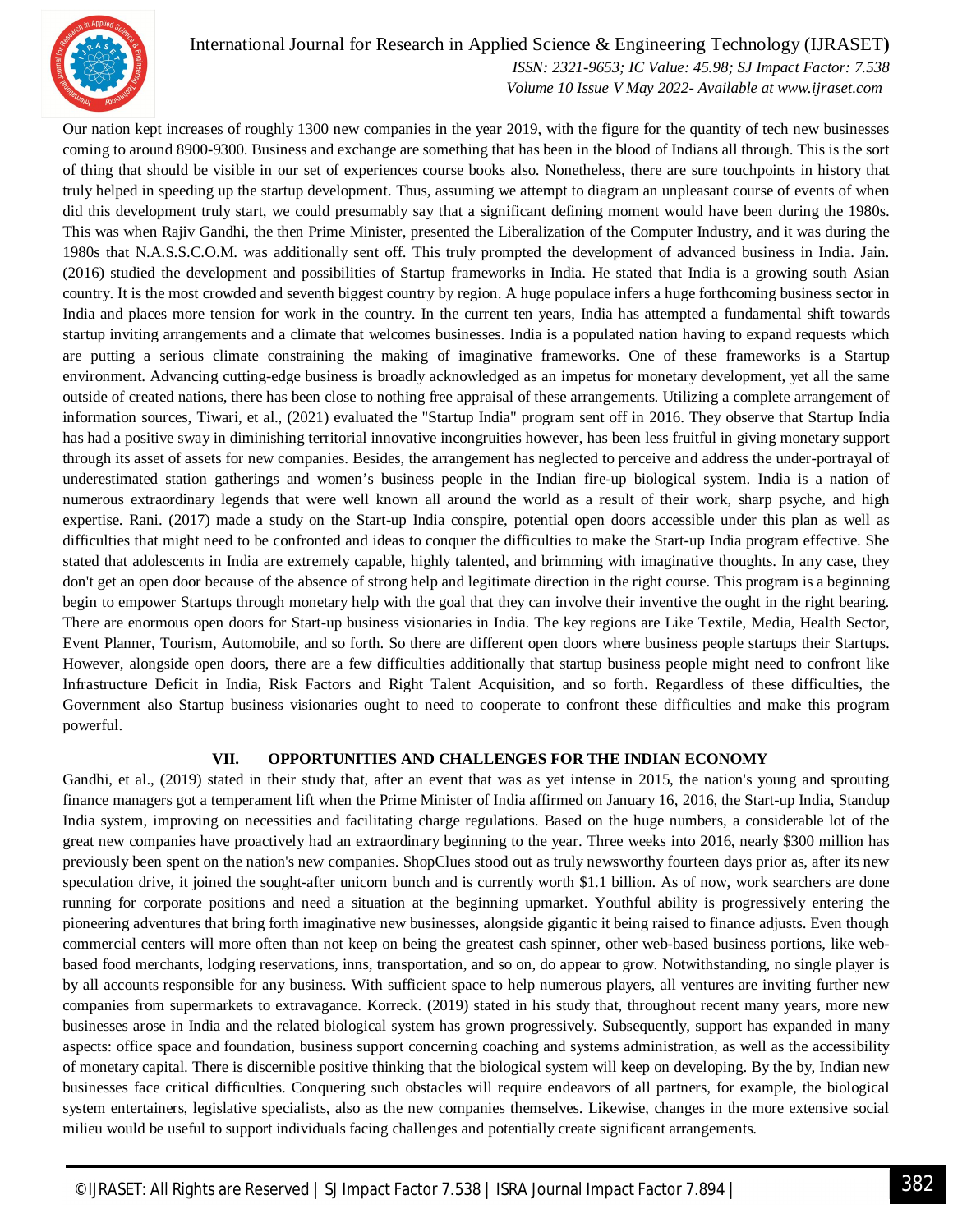Our nation kept increases of roughly 1300 new companies in the year 2019, with the figure for the quantity of tech new businesses coming to around 8900-9300. Business and exchange are something that has been in the blood of Indians all through. This is the sort of thing that should be visible in our set of experiences course books also. Nonetheless, there are sure touchpoints in history that truly helped in speeding up the startup development. Thus, assuming we attempt to diagram an unpleasant course of events of when did this development truly start, we could presumably say that a significant defining moment would have been during the 1980s. This was when Rajiv Gandhi, the then Prime Minister, presented the Liberalization of the Computer Industry, and it was during the 1980s that N.A.S.S.C.O.M. was additionally sent off. This truly prompted the development of advanced business in India. Jain. (2016) studied the development and possibilities of Startup frameworks in India. He stated that India is a growing south Asian country. It is the most crowded and seventh biggest country by region. A huge populace infers a huge forthcoming business sector in India and places more tension for work in the country. In the current ten years, India has attempted a fundamental shift towards startup inviting arrangements and a climate that welcomes businesses. India is a populated nation having to expand requests which are putting a serious climate constraining the making of imaginative frameworks. One of these frameworks is a Startup environment. Advancing cutting-edge business is broadly acknowledged as an impetus for monetary development, yet all the same outside of created nations, there has been close to nothing free appraisal of these arrangements. Utilizing a complete arrangement of information sources, Tiwari, et al., (2021) evaluated the "Startup India" program sent off in 2016. They observe that Startup India has had a positive sway in diminishing territorial innovative incongruities however, has been less fruitful in giving monetary support through its asset of assets for new companies. Besides, the arrangement has neglected to perceive and address the under-portrayal of underestimated station gatherings and women's business people in the Indian fire-up biological system. India is a nation of numerous extraordinary legends that were well known all around the world as a result of their work, sharp psyche, and high expertise. Rani. (2017) made a study on the Start-up India conspire, potential open doors accessible under this plan as well as difficulties that might need to be confronted and ideas to conquer the difficulties to make the Start-up India program effective. She stated that adolescents in India are extremely capable, highly talented, and brimming with imaginative thoughts. In any case, they don't get an open door because of the absence of strong help and legitimate direction in the right course. This program is a beginning begin to empower Startups through monetary help with the goal that they can involve their inventive the ought in the right bearing. There are enormous open doors for Start-up business visionaries in India. The key regions are Like Textile, Media, Health Sector, Event Planner, Tourism, Automobile, and so forth. So there are different open doors where business people startups their Startups. However, alongside open doors, there are a few difficulties additionally that startup business people might need to confront like Infrastructure Deficit in India, Risk Factors and Right Talent Acquisition, and so forth. Regardless of these difficulties, the Government also Startup business visionaries ought to need to cooperate to confront these difficulties and make this program powerful.

## VII. OPPORTUNITIES AND CHALLENGES FOR THE INDIAN ECONOMY

Gandhi, et al., (2019) stated in their study that, after an event that was as yet intense in 2015, the nation's young and sprouting finance managers got a temperament lift when the Prime Minister of India affirmed on January 16, 2016, the Start-up India, Standup India system, improving on necessities and facilitating charge regulations. Based on the huge numbers, a considerable lot of the great new companies have proactively had an extraordinary beginning to the year. Three weeks into 2016, nearly $300 million has previously been spent on the nation's new companies. ShopClues stood out as truly newsworthy fourteen days prior as, after its new speculation drive, it joined the sought-after unicorn bunch and is currently worth $1.1 billion. As of now, work searchers are done running for corporate positions and need a situation at the beginning upmarket. Youthful ability is progressively entering the pioneering adventures that bring forth imaginative new businesses, alongside gigantic it being raised to finance adjusts. Even though commercial centers will more often than not keep on being the greatest cash spinner, other web-based business portions, like web-based food merchants, lodging reservations, inns, transportation, and so on, do appear to grow. Notwithstanding, no single player is by all accounts responsible for any business. With sufficient space to help numerous players, all ventures are inviting further new companies from supermarkets to extravagance. Korreck. (2019) stated in his study that, throughout recent many years, more new businesses arose in India and the related biological system has grown progressively. Subsequently, support has expanded in many aspects: office space and foundation, business support concerning coaching and systems administration, as well as the accessibility of monetary capital. There is discernible positive thinking that the biological system will keep on developing. By the by, Indian new businesses face critical difficulties. Conquering such obstacles will require endeavors of all partners, for example, the biological system entertainers, legislative specialists, also as the new companies themselves. Likewise, changes in the more extensive social milieu would be useful to support individuals facing challenges and potentially create significant arrangements.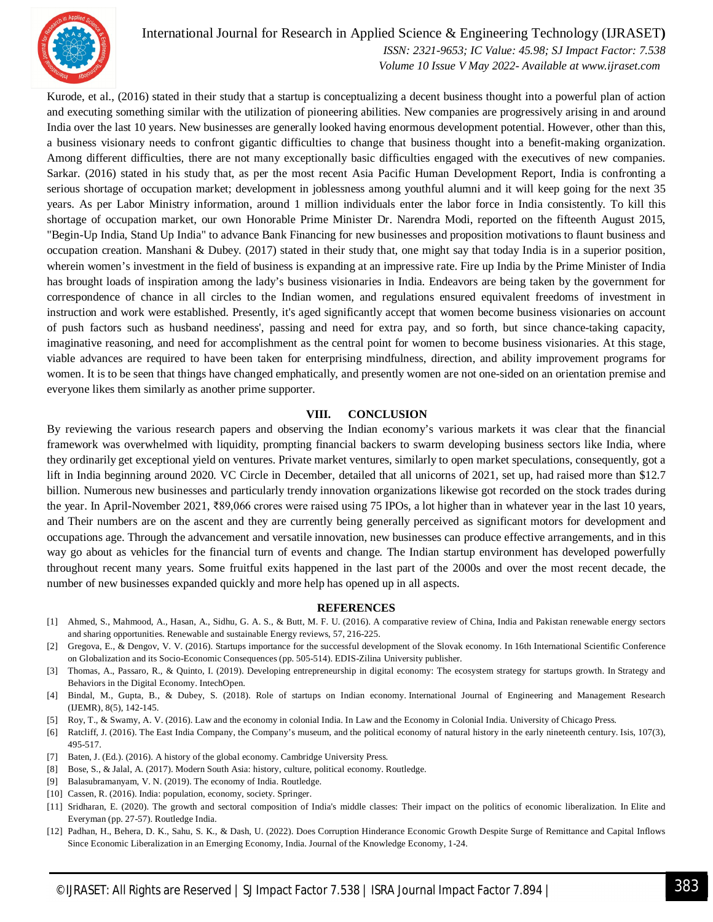Kurode, et al., (2016) stated in their study that a startup is conceptualizing a decent business thought into a powerful plan of action and executing something similar with the utilization of pioneering abilities. New companies are progressively arising in and around India over the last 10 years. New businesses are generally looked having enormous development potential. However, other than this, a business visionary needs to confront gigantic difficulties to change that business thought into a benefit-making organization. Among different difficulties, there are not many exceptionally basic difficulties engaged with the executives of new companies. Sarkar. (2016) stated in his study that, as per the most recent Asia Pacific Human Development Report, India is confronting a serious shortage of occupation market; development in joblessness among youthful alumni and it will keep going for the next 35 years. As per Labor Ministry information, around 1 million individuals enter the labor force in India consistently. To kill this shortage of occupation market, our own Honorable Prime Minister Dr. Narendra Modi, reported on the fifteenth August 2015, "Begin-Up India, Stand Up India" to advance Bank Financing for new businesses and proposition motivations to flaunt business and occupation creation. Manshani & Dubey. (2017) stated in their study that, one might say that today India is in a superior position, wherein women's investment in the field of business is expanding at an impressive rate. Fire up India by the Prime Minister of India has brought loads of inspiration among the lady's business visionaries in India. Endeavors are being taken by the government for correspondence of chance in all circles to the Indian women, and regulations ensured equivalent freedoms of investment in instruction and work were established. Presently, it's aged significantly accept that women become business visionaries on account of push factors such as husband neediness', passing and need for extra pay, and so forth, but since chance-taking capacity, imaginative reasoning, and need for accomplishment as the central point for women to become business visionaries. At this stage, viable advances are required to have been taken for enterprising mindfulness, direction, and ability improvement programs for women. It is to be seen that things have changed emphatically, and presently women are not one-sided on an orientation premise and everyone likes them similarly as another prime supporter.

## VIII. CONCLUSION

By reviewing the various research papers and observing the Indian economy's various markets it was clear that the financial framework was overwhelmed with liquidity, prompting financial backers to swarm developing business sectors like India, where they ordinarily get exceptional yield on ventures. Private market ventures, similarly to open market speculations, consequently, got a lift in India beginning around 2020. VC Circle in December, detailed that all unicorns of 2021, set up, had raised more than $12.7 billion. Numerous new businesses and particularly trendy innovation organizations likewise got recorded on the stock trades during the year. In April-November 2021, ₹89,066 crores were raised using 75 IPOs, a lot higher than in whatever year in the last 10 years, and Their numbers are on the ascent and they are currently being generally perceived as significant motors for development and occupations age. Through the advancement and versatile innovation, new businesses can produce effective arrangements, and in this way go about as vehicles for the financial turn of events and change. The Indian startup environment has developed powerfully throughout recent many years. Some fruitful exits happened in the last part of the 2000s and over the most recent decade, the number of new businesses expanded quickly and more help has opened up in all aspects.

## REFERENCES

[1] Ahmed, S., Mahmood, A., Hasan, A., Sidhu, G. A. S., & Butt, M. F. U. (2016). A comparative review of China, India and Pakistan renewable energy sectors and sharing opportunities. Renewable and sustainable Energy reviews, 57, 216-225.

[2] Gregova, E., & Dengov, V. V. (2016). Startups importance for the successful development of the Slovak economy. In 16th International Scientific Conference on Globalization and its Socio-Economic Consequences (pp. 505-514). EDIS-Zilina University publisher.

[3] Thomas, A., Passaro, R., & Quinto, I. (2019). Developing entrepreneurship in digital economy: The ecosystem strategy for startups growth. In Strategy and Behaviors in the Digital Economy. IntechOpen.

[4] Bindal, M., Gupta, B., & Dubey, S. (2018). Role of startups on Indian economy. International Journal of Engineering and Management Research (IJEMR), 8(5), 142-145.

[5] Roy, T., & Swamy, A. V. (2016). Law and the economy in colonial India. In Law and the Economy in Colonial India. University of Chicago Press.

[6] Ratcliff, J. (2016). The East India Company, the Company's museum, and the political economy of natural history in the early nineteenth century. Isis, 107(3), 495-517.

[7] Baten, J. (Ed.). (2016). A history of the global economy. Cambridge University Press.

[8] Bose, S., & Jalal, A. (2017). Modern South Asia: history, culture, political economy. Routledge.

[9] Balasubramanyam, V. N. (2019). The economy of India. Routledge.

[10] Cassen, R. (2016). India: population, economy, society. Springer.

[11] Sridharan, E. (2020). The growth and sectoral composition of India's middle classes: Their impact on the politics of economic liberalization. In Elite and Everyman (pp. 27-57). Routledge India.

[12] Padhan, H., Behera, D. K., Sahu, S. K., & Dash, U. (2022). Does Corruption Hinderance Economic Growth Despite Surge of Remittance and Capital Inflows Since Economic Liberalization in an Emerging Economy, India. Journal of the Knowledge Economy, 1-24.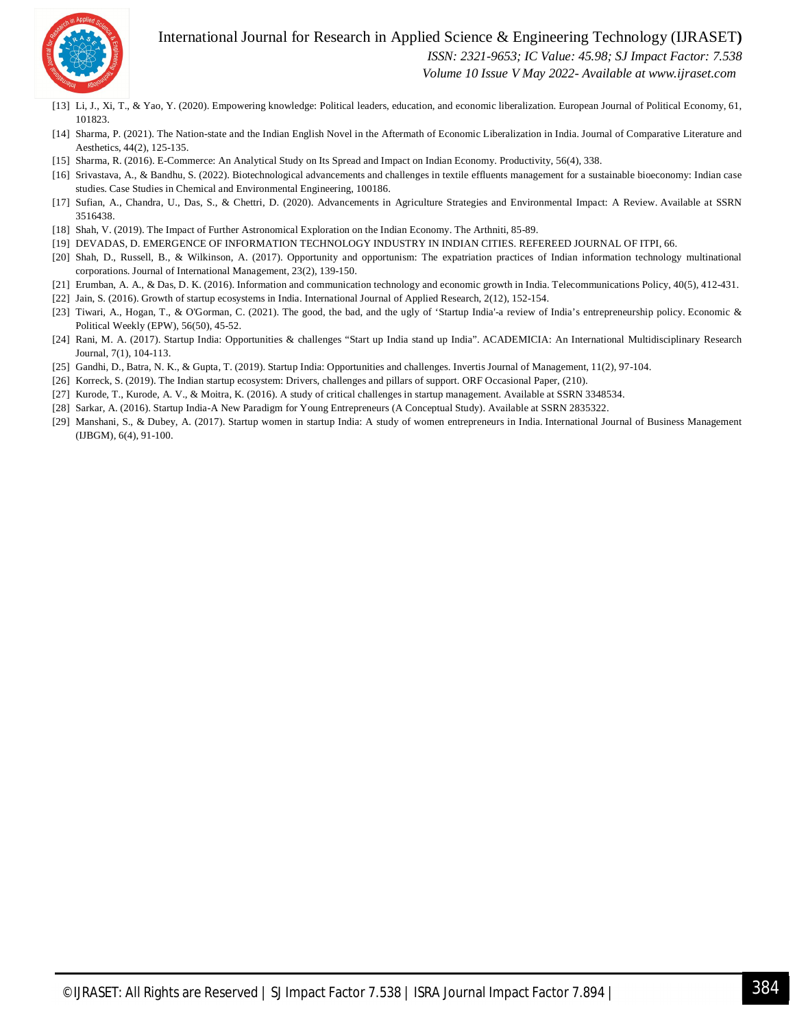[13] Li, J., Xi, T., & Yao, Y. (2020). Empowering knowledge: Political leaders, education, and economic liberalization. European Journal of Political Economy, 61, 101823.

[14] Sharma, P. (2021). The Nation-state and the Indian English Novel in the Aftermath of Economic Liberalization in India. Journal of Comparative Literature and Aesthetics, 44(2), 125-135.

[15] Sharma, R. (2016). E-Commerce: An Analytical Study on Its Spread and Impact on Indian Economy. Productivity, 56(4), 338.

[16] Srivastava, A., & Bandhu, S. (2022). Biotechnological advancements and challenges in textile effluents management for a sustainable bioeconomy: Indian case studies. Case Studies in Chemical and Environmental Engineering, 100186.

[17] Sufian, A., Chandra, U., Das, S., & Chettri, D. (2020). Advancements in Agriculture Strategies and Environmental Impact: A Review. Available at SSRN 3516438.

[18] Shah, V. (2019). The Impact of Further Astronomical Exploration on the Indian Economy. The Arthniti, 85-89.

[19] DEVADAS, D. EMERGENCE OF INFORMATION TECHNOLOGY INDUSTRY IN INDIAN CITIES. REFEREED JOURNAL OF ITPI, 66.

[20] Shah, D., Russell, B., & Wilkinson, A. (2017). Opportunity and opportunism: The expatriation practices of Indian information technology multinational corporations. Journal of International Management, 23(2), 139-150.

[21] Erumban, A. A., & Das, D. K. (2016). Information and communication technology and economic growth in India. Telecommunications Policy, 40(5), 412-431.

[22] Jain, S. (2016). Growth of startup ecosystems in India. International Journal of Applied Research, 2(12), 152-154.

[23] Tiwari, A., Hogan, T., & O'Gorman, C. (2021). The good, the bad, and the ugly of 'Startup India'-a review of India's entrepreneurship policy. Economic & Political Weekly (EPW), 56(50), 45-52.

[24] Rani, M. A. (2017). Startup India: Opportunities & challenges "Start up India stand up India". ACADEMICIA: An International Multidisciplinary Research Journal, 7(1), 104-113.

[25] Gandhi, D., Batra, N. K., & Gupta, T. (2019). Startup India: Opportunities and challenges. Invertis Journal of Management, 11(2), 97-104.

[26] Korreck, S. (2019). The Indian startup ecosystem: Drivers, challenges and pillars of support. ORF Occasional Paper, (210).

[27] Kurode, T., Kurode, A. V., & Moitra, K. (2016). A study of critical challenges in startup management. Available at SSRN 3348534.

[28] Sarkar, A. (2016). Startup India-A New Paradigm for Young Entrepreneurs (A Conceptual Study). Available at SSRN 2835322.

[29] Manshani, S., & Dubey, A. (2017). Startup women in startup India: A study of women entrepreneurs in India. International Journal of Business Management (IJBGM), 6(4), 91-100.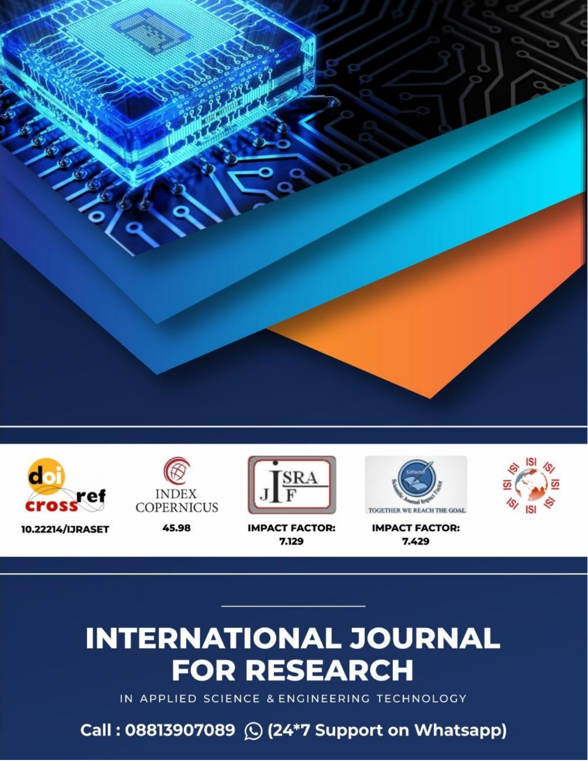10.22214/IJRASET

45.98

IMPACT FACTOR: 7.129

IMPACT FACTOR: 7.429

# INTERNATIONAL JOURNAL FOR RESEARCH

IN APPLIED SCIENCE & ENGINEERING TECHNOLOGY

Call : 08813907089 (24*7 Support on Whatsapp)